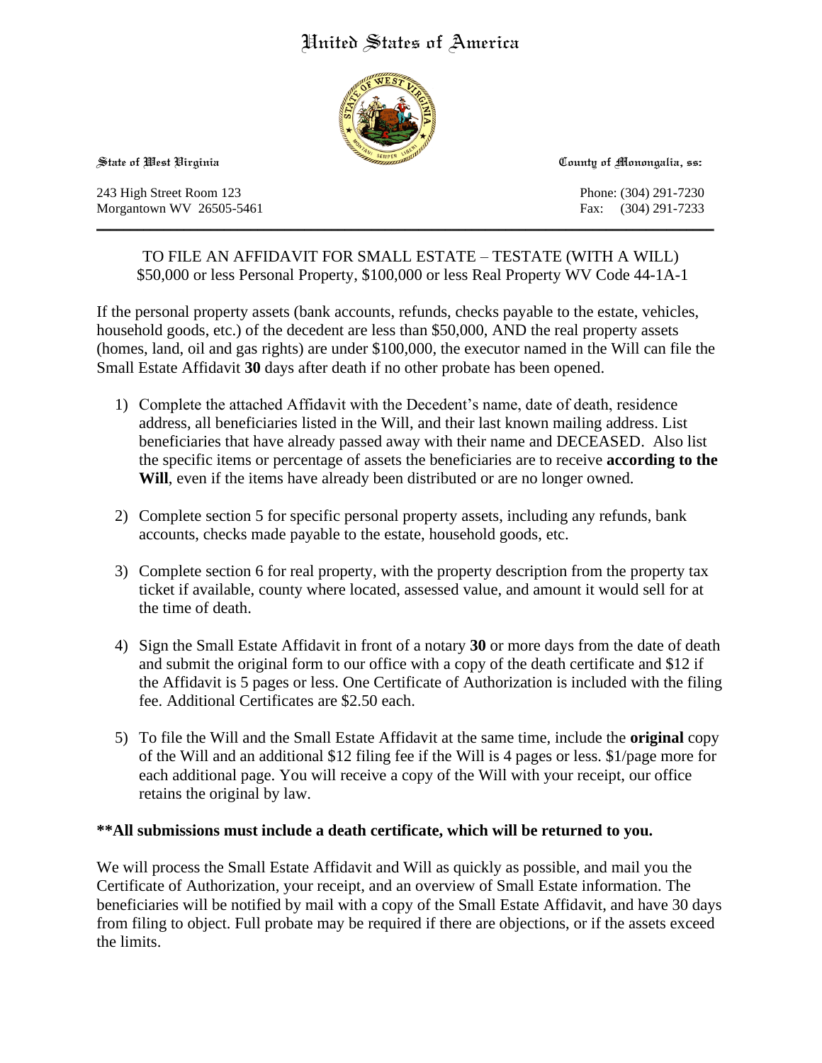United States of America

State of West Virginia | County of Monongalia, ss:

243 High Street Room 123
Morgantown WV 26505-5461

Phone: (304) 291-7230
Fax: (304) 291-7233

---

## TO FILE AN AFFIDAVIT FOR SMALL ESTATE – TESTATE (WITH A WILL)
## \$50,000 or less Personal Property, \$100,000 or less Real Property WV Code 44-1A-1

If the personal property assets (bank accounts, refunds, checks payable to the estate, vehicles, household goods, etc.) of the decedent are less than \$50,000, AND the real property assets (homes, land, oil and gas rights) are under \$100,000, the executor named in the Will can file the Small Estate Affidavit **30** days after death if no other probate has been opened.

1) Complete the attached Affidavit with the Decedent's name, date of death, residence address, all beneficiaries listed in the Will, and their last known mailing address. List beneficiaries that have already passed away with their name and DECEASED. Also list the specific items or percentage of assets the beneficiaries are to receive **according to the Will**, even if the items have already been distributed or are no longer owned.

2) Complete section 5 for specific personal property assets, including any refunds, bank accounts, checks made payable to the estate, household goods, etc.

3) Complete section 6 for real property, with the property description from the property tax ticket if available, county where located, assessed value, and amount it would sell for at the time of death.

4) Sign the Small Estate Affidavit in front of a notary **30** or more days from the date of death and submit the original form to our office with a copy of the death certificate and \$12 if the Affidavit is 5 pages or less. One Certificate of Authorization is included with the filing fee. Additional Certificates are \$2.50 each.

5) To file the Will and the Small Estate Affidavit at the same time, include the **original** copy of the Will and an additional \$12 filing fee if the Will is 4 pages or less. \$1/page more for each additional page. You will receive a copy of the Will with your receipt, our office retains the original by law.

**\*\*All submissions must include a death certificate, which will be returned to you.**

We will process the Small Estate Affidavit and Will as quickly as possible, and mail you the Certificate of Authorization, your receipt, and an overview of Small Estate information. The beneficiaries will be notified by mail with a copy of the Small Estate Affidavit, and have 30 days from filing to object. Full probate may be required if there are objections, or if the assets exceed the limits.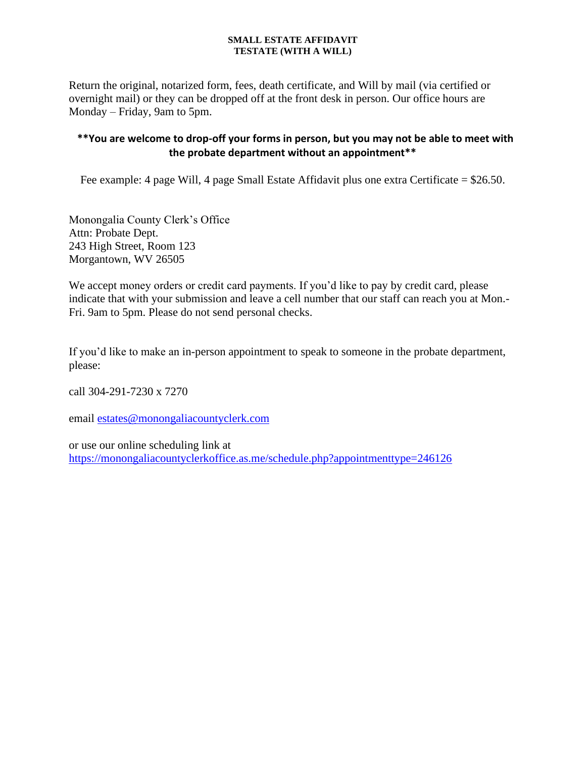**SMALL ESTATE AFFIDAVIT**
**TESTATE (WITH A WILL)**

Return the original, notarized form, fees, death certificate, and Will by mail (via certified or overnight mail) or they can be dropped off at the front desk in person. Our office hours are Monday – Friday, 9am to 5pm.

**\*\*You are welcome to drop-off your forms in person, but you may not be able to meet with the probate department without an appointment\*\***

Fee example: 4 page Will, 4 page Small Estate Affidavit plus one extra Certificate = $26.50.

Monongalia County Clerk's Office
Attn: Probate Dept.
243 High Street, Room 123
Morgantown, WV 26505

We accept money orders or credit card payments. If you'd like to pay by credit card, please indicate that with your submission and leave a cell number that our staff can reach you at Mon.-Fri. 9am to 5pm. Please do not send personal checks.

If you'd like to make an in-person appointment to speak to someone in the probate department, please:

call 304-291-7230 x 7270

email [estates@monongaliacountyclerk.com](mailto:estates@monongaliacountyclerk.com)

or use our online scheduling link at
[https://monongaliacountyclerkoffice.as.me/schedule.php?appointmenttype=246126](https://monongaliacountyclerkoffice.as.me/schedule.php?appointmenttype=246126)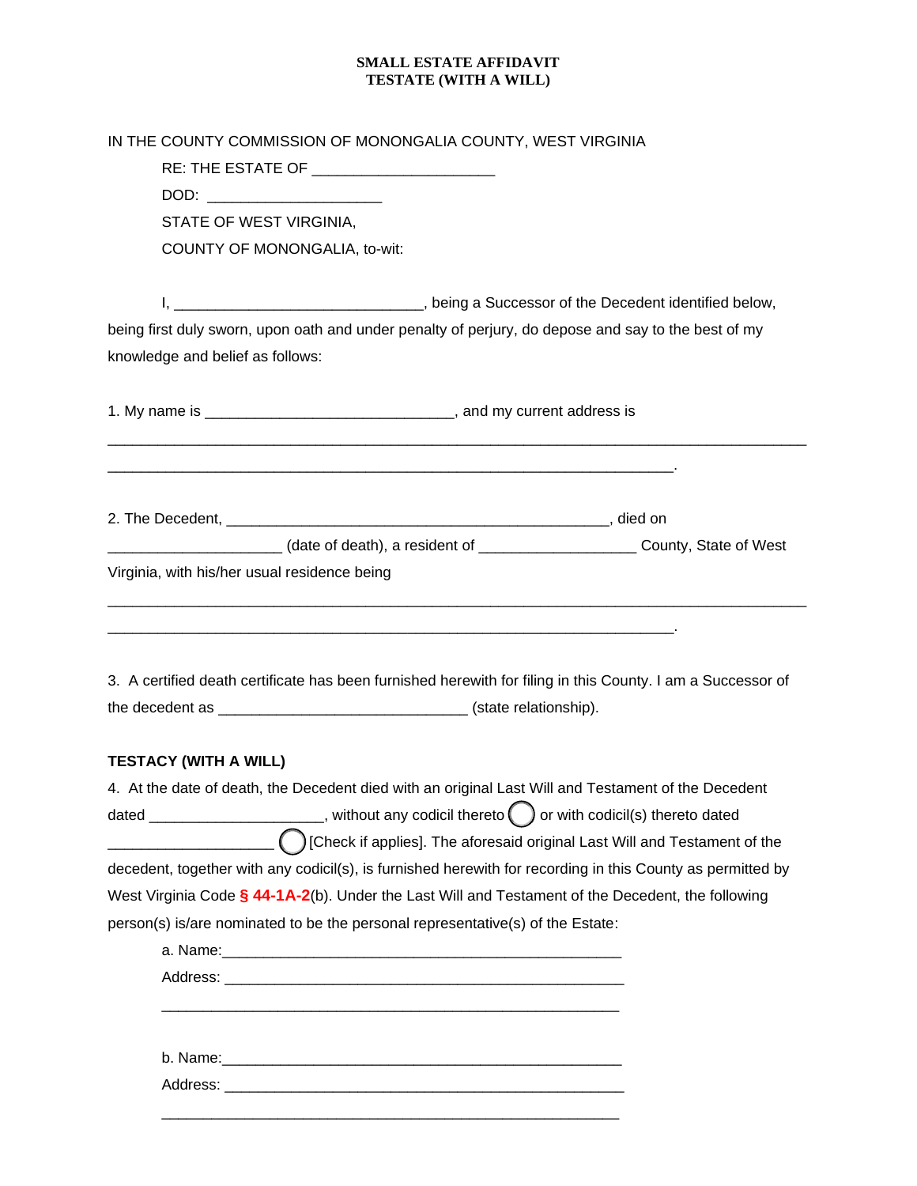**SMALL ESTATE AFFIDAVIT**
**TESTATE (WITH A WILL)**

IN THE COUNTY COMMISSION OF MONONGALIA COUNTY, WEST VIRGINIA

RE: THE ESTATE OF ____________________

DOD: ____________________

STATE OF WEST VIRGINIA,

COUNTY OF MONONGALIA, to-wit:

I, ____________________________, being a Successor of the Decedent identified below, being first duly sworn, upon oath and under penalty of perjury, do depose and say to the best of my knowledge and belief as follows:

1. My name is ____________________________, and my current address is

________________________________________________________________________________

________________________________________________________________.

2. The Decedent, ____________________________________________, died on ___________________ (date of death), a resident of _________________ County, State of West Virginia, with his/her usual residence being

________________________________________________________________________________

________________________________________________________________.

3. A certified death certificate has been furnished herewith for filing in this County. I am a Successor of the decedent as ____________________________ (state relationship).

**TESTACY (WITH A WILL)**

4. At the date of death, the Decedent died with an original Last Will and Testament of the Decedent dated ____________________, without any codicil thereto ◯ or with codicil(s) thereto dated ___________________ ◯ [Check if applies]. The aforesaid original Last Will and Testament of the decedent, together with any codicil(s), is furnished herewith for recording in this County as permitted by West Virginia Code § 44-1A-2(b). Under the Last Will and Testament of the Decedent, the following person(s) is/are nominated to be the personal representative(s) of the Estate:

a. Name:____________________________________________

Address: ____________________________________________

_____________________________________________________

b. Name:____________________________________________

Address: ____________________________________________

_____________________________________________________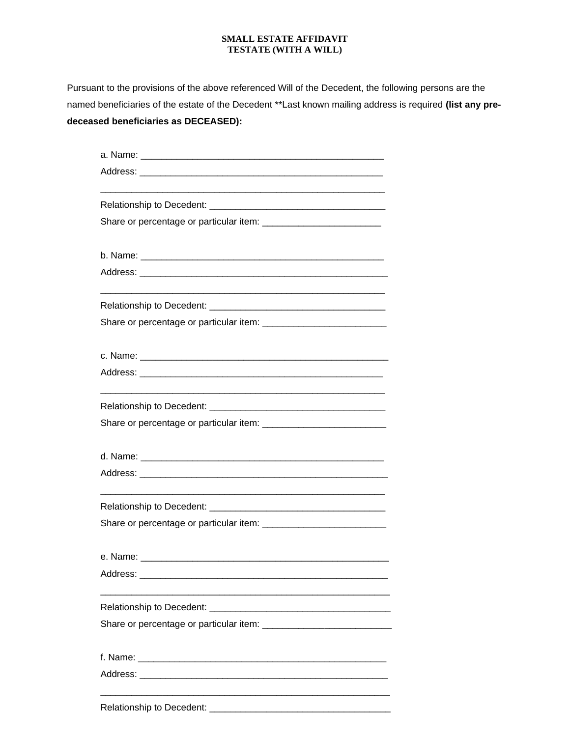**SMALL ESTATE AFFIDAVIT**
**TESTATE (WITH A WILL)**

Pursuant to the provisions of the above referenced Will of the Decedent, the following persons are the named beneficiaries of the estate of the Decedent **Last known mailing address is required **(list any pre-deceased beneficiaries as DECEASED):**

a. Name: _______________________________________________

Address: _______________________________________________

_______________________________________________________

Relationship to Decedent: _________________________________

Share or percentage or particular item: ______________________

b. Name: _______________________________________________

Address: _______________________________________________

_______________________________________________________

Relationship to Decedent: _________________________________

Share or percentage or particular item: ______________________

c. Name: _______________________________________________

Address: _______________________________________________

_______________________________________________________

Relationship to Decedent: _________________________________

Share or percentage or particular item: ______________________

d. Name: _______________________________________________

Address: _______________________________________________

_______________________________________________________

Relationship to Decedent: _________________________________

Share or percentage or particular item: ______________________

e. Name: _______________________________________________

Address: _______________________________________________

_______________________________________________________

Relationship to Decedent: _________________________________

Share or percentage or particular item: ______________________

f. Name: _______________________________________________

Address: _______________________________________________

_______________________________________________________

Relationship to Decedent: _________________________________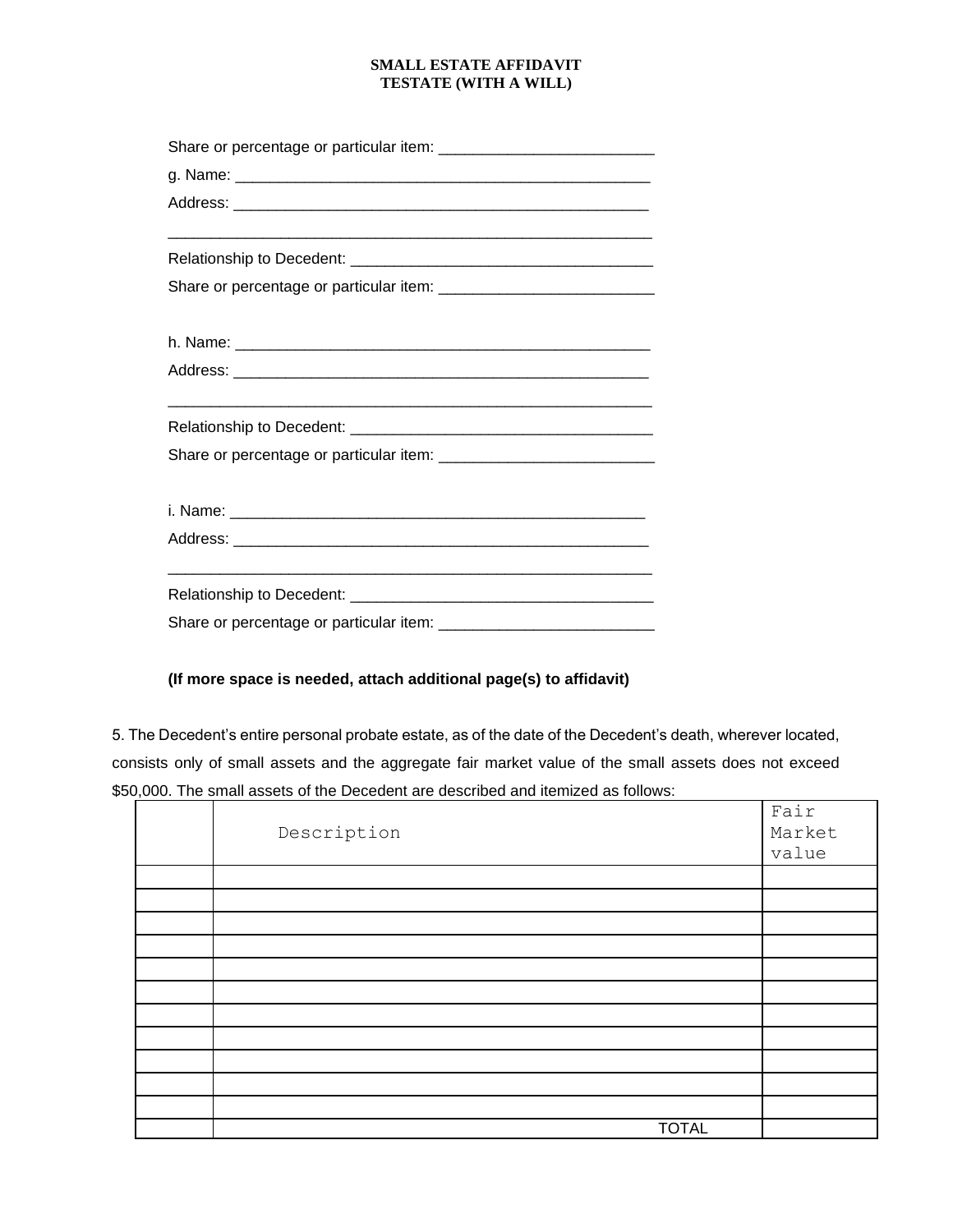**SMALL ESTATE AFFIDAVIT**
**TESTATE (WITH A WILL)**

Share or percentage or particular item: _________________________

g. Name: _______________________________________________

Address: _______________________________________________

_________________________________________________________

Relationship to Decedent: ___________________________________

Share or percentage or particular item: _________________________

h. Name: _______________________________________________

Address: _______________________________________________

_________________________________________________________

Relationship to Decedent: ___________________________________

Share or percentage or particular item: _________________________

i. Name: _______________________________________________

Address: _______________________________________________

_________________________________________________________

Relationship to Decedent: ___________________________________

Share or percentage or particular item: _________________________

**(If more space is needed, attach additional page(s) to affidavit)**

5. The Decedent's entire personal probate estate, as of the date of the Decedent's death, wherever located, consists only of small assets and the aggregate fair market value of the small assets does not exceed $50,000. The small assets of the Decedent are described and itemized as follows:

| | Description | Fair Market value |
|---|---|---|
| | | |
| | | |
| | | |
| | | |
| | | |
| | | |
| | | |
| | | |
| | | |
| | | |
| | | |
| | TOTAL | |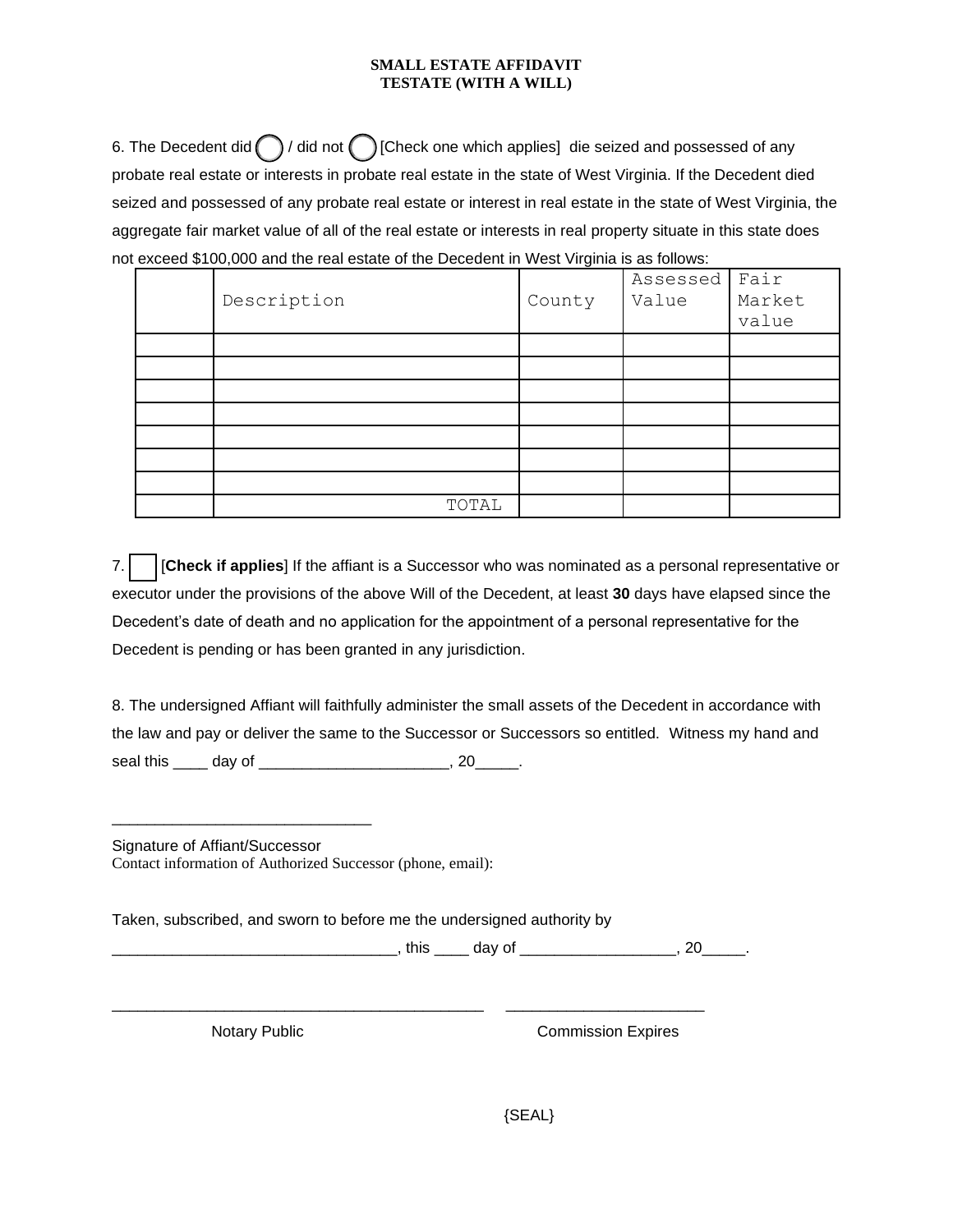**SMALL ESTATE AFFIDAVIT**
**TESTATE (WITH A WILL)**

6. The Decedent did ◯ / did not ◯ [Check one which applies] die seized and possessed of any probate real estate or interests in probate real estate in the state of West Virginia. If the Decedent died seized and possessed of any probate real estate or interest in real estate in the state of West Virginia, the aggregate fair market value of all of the real estate or interests in real property situate in this state does not exceed $100,000 and the real estate of the Decedent in West Virginia is as follows:

| | Description | County | Assessed Value | Fair Market value |
|---|---|---|---|---|
| | | | | |
| | | | | |
| | | | | |
| | | | | |
| | | | | |
| | | | | |
| | | | | |
| | TOTAL | | | |

7. ☐ [**Check if applies**] If the affiant is a Successor who was nominated as a personal representative or executor under the provisions of the above Will of the Decedent, at least **30** days have elapsed since the Decedent's date of death and no application for the appointment of a personal representative for the Decedent is pending or has been granted in any jurisdiction.

8. The undersigned Affiant will faithfully administer the small assets of the Decedent in accordance with the law and pay or deliver the same to the Successor or Successors so entitled. Witness my hand and seal this ____ day of ______________________, 20_____.

______________________________

Signature of Affiant/Successor
Contact information of Authorized Successor (phone, email):

Taken, subscribed, and sworn to before me the undersigned authority by

_________________________________, this ____ day of __________________, 20_____.

____________________________________________ _______________________

Notary Public Commission Expires

{SEAL}